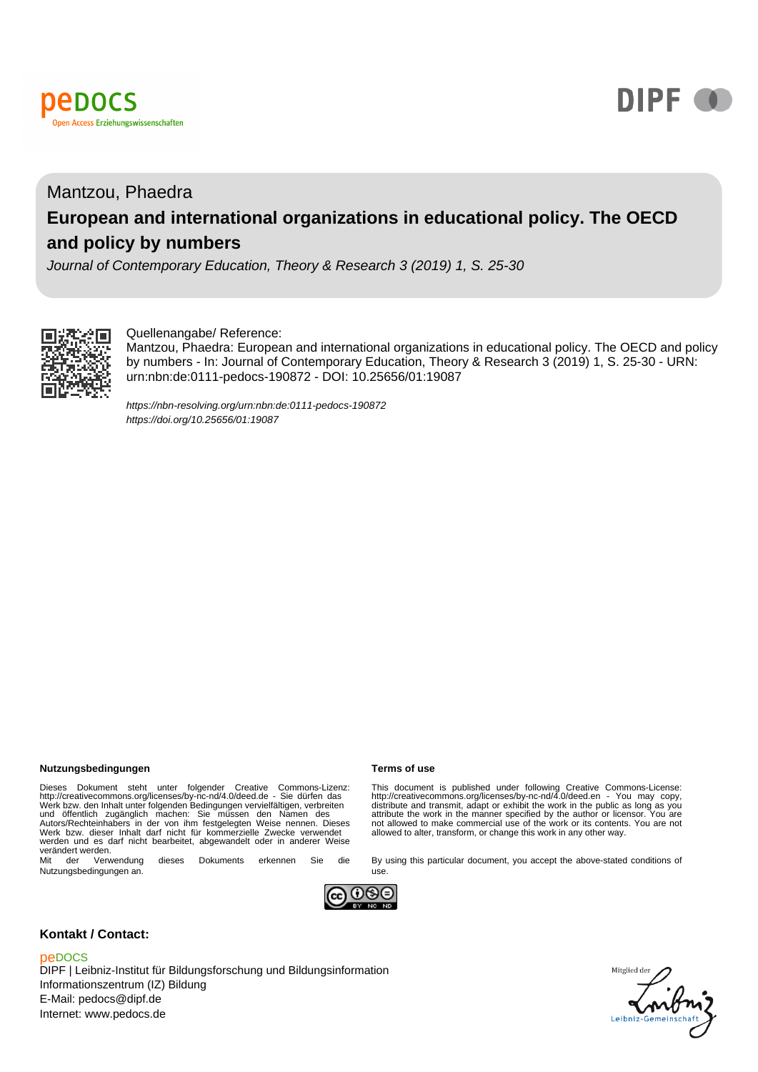Mantzou, Phaedra

# European and international organizations in educational policy. The OECD and policy by numbers

*Journal of Contemporary Education, Theory & Research 3 (2019) 1, S. 25-30*

Quellenangabe/ Reference:
Mantzou, Phaedra: European and international organizations in educational policy. The OECD and policy by numbers - In: Journal of Contemporary Education, Theory & Research 3 (2019) 1, S. 25-30 - URN: urn:nbn:de:0111-pedocs-190872 - DOI: 10.25656/01:19087

*https://nbn-resolving.org/urn:nbn:de:0111-pedocs-190872*
*https://doi.org/10.25656/01:19087*

**Nutzungsbedingungen**

Dieses Dokument steht unter folgender Creative Commons-Lizenz: http://creativecommons.org/licenses/by-nc-nd/4.0/deed.de - Sie dürfen das Werk bzw. den Inhalt unter folgenden Bedingungen vervielfältigen, verbreiten und öffentlich zugänglich machen: Sie müssen den Namen des Autors/Rechteinhabers in der von ihm festgelegten Weise nennen. Dieses Werk bzw. dieser Inhalt darf nicht für kommerzielle Zwecke verwendet werden und es darf nicht bearbeitet, abgewandelt oder in anderer Weise verändert werden.

Mit der Verwendung dieses Dokuments erkennen Sie die Nutzungsbedingungen an.

**Terms of use**

This document is published under following Creative Commons-License: http://creativecommons.org/licenses/by-nc-nd/4.0/deed.en - You may copy, distribute and transmit, adapt or exhibit the work in the public as long as you attribute the work in the manner specified by the author or licensor. You are not allowed to make commercial use of the work or its contents. You are not allowed to alter, transform, or change this work in any other way.

By using this particular document, you accept the above-stated conditions of use.

**Kontakt / Contact:**

peDOCS
DIPF | Leibniz-Institut für Bildungsforschung und Bildungsinformation
Informationszentrum (IZ) Bildung
E-Mail: pedocs@dipf.de
Internet: www.pedocs.de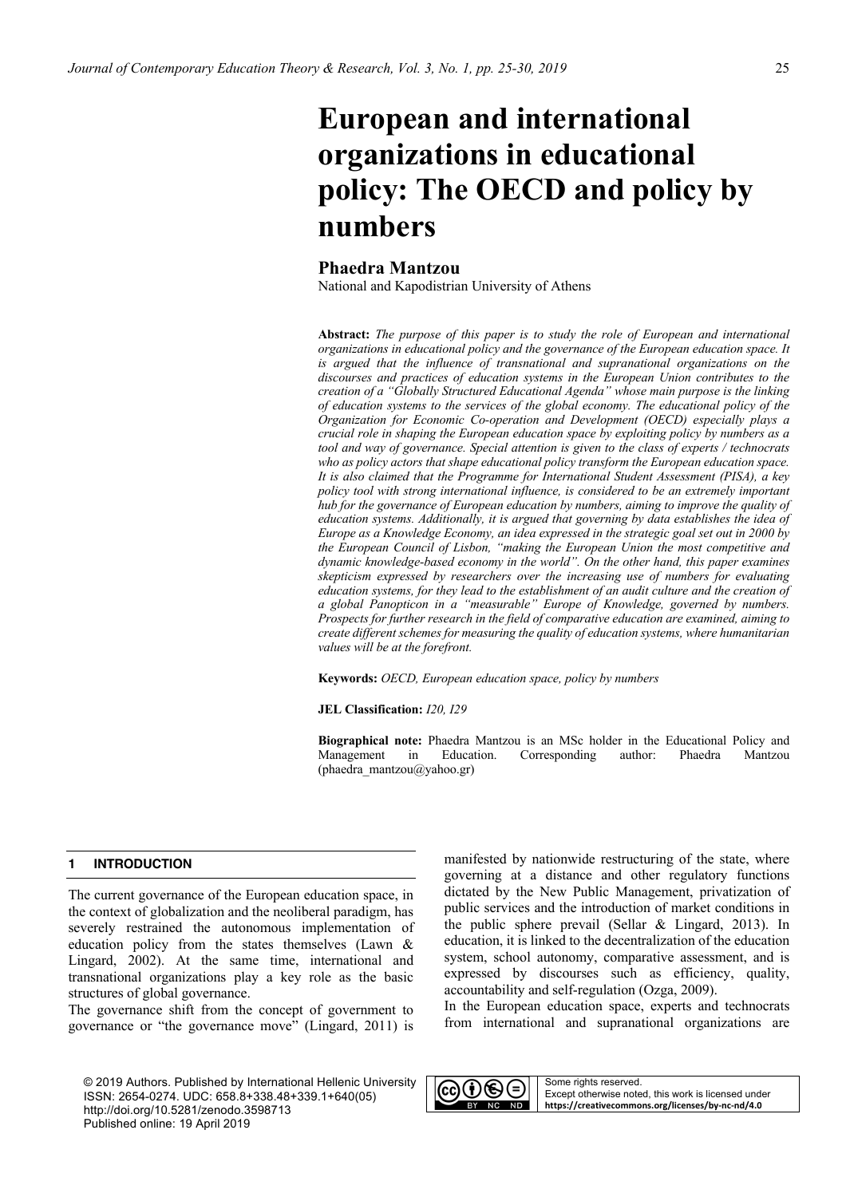# European and international organizations in educational policy: The OECD and policy by numbers

## Phaedra Mantzou

National and Kapodistrian University of Athens

**Abstract:** *The purpose of this paper is to study the role of European and international organizations in educational policy and the governance of the European education space. It is argued that the influence of transnational and supranational organizations on the discourses and practices of education systems in the European Union contributes to the creation of a "Globally Structured Educational Agenda" whose main purpose is the linking of education systems to the services of the global economy. The educational policy of the Organization for Economic Co-operation and Development (OECD) especially plays a crucial role in shaping the European education space by exploiting policy by numbers as a tool and way of governance. Special attention is given to the class of experts / technocrats who as policy actors that shape educational policy transform the European education space. It is also claimed that the Programme for International Student Assessment (PISA), a key policy tool with strong international influence, is considered to be an extremely important hub for the governance of European education by numbers, aiming to improve the quality of education systems. Additionally, it is argued that governing by data establishes the idea of Europe as a Knowledge Economy, an idea expressed in the strategic goal set out in 2000 by the European Council of Lisbon, "making the European Union the most competitive and dynamic knowledge-based economy in the world". On the other hand, this paper examines skepticism expressed by researchers over the increasing use of numbers for evaluating education systems, for they lead to the establishment of an audit culture and the creation of a global Panopticon in a "measurable" Europe of Knowledge, governed by numbers. Prospects for further research in the field of comparative education are examined, aiming to create different schemes for measuring the quality of education systems, where humanitarian values will be at the forefront.*

**Keywords:** *OECD, European education space, policy by numbers*

**JEL Classification:** *I20, I29*

**Biographical note:** Phaedra Mantzou is an MSc holder in the Educational Policy and Management in Education. Corresponding author: Phaedra Mantzou (phaedra_mantzou@yahoo.gr)

## 1 INTRODUCTION

The current governance of the European education space, in the context of globalization and the neoliberal paradigm, has severely restrained the autonomous implementation of education policy from the states themselves (Lawn & Lingard, 2002). At the same time, international and transnational organizations play a key role as the basic structures of global governance.

The governance shift from the concept of government to governance or "the governance move" (Lingard, 2011) is manifested by nationwide restructuring of the state, where governing at a distance and other regulatory functions dictated by the New Public Management, privatization of public services and the introduction of market conditions in the public sphere prevail (Sellar & Lingard, 2013). In education, it is linked to the decentralization of the education system, school autonomy, comparative assessment, and is expressed by discourses such as efficiency, quality, accountability and self-regulation (Ozga, 2009).

In the European education space, experts and technocrats from international and supranational organizations are

© 2019 Authors. Published by International Hellenic University
ISSN: 2654-0274. UDC: 658.8+338.48+339.1+640(05)
http://doi.org/10.5281/zenodo.3598713
Published online: 19 April 2019

Some rights reserved.
Except otherwise noted, this work is licensed under **https://creativecommons.org/licenses/by-nc-nd/4.0**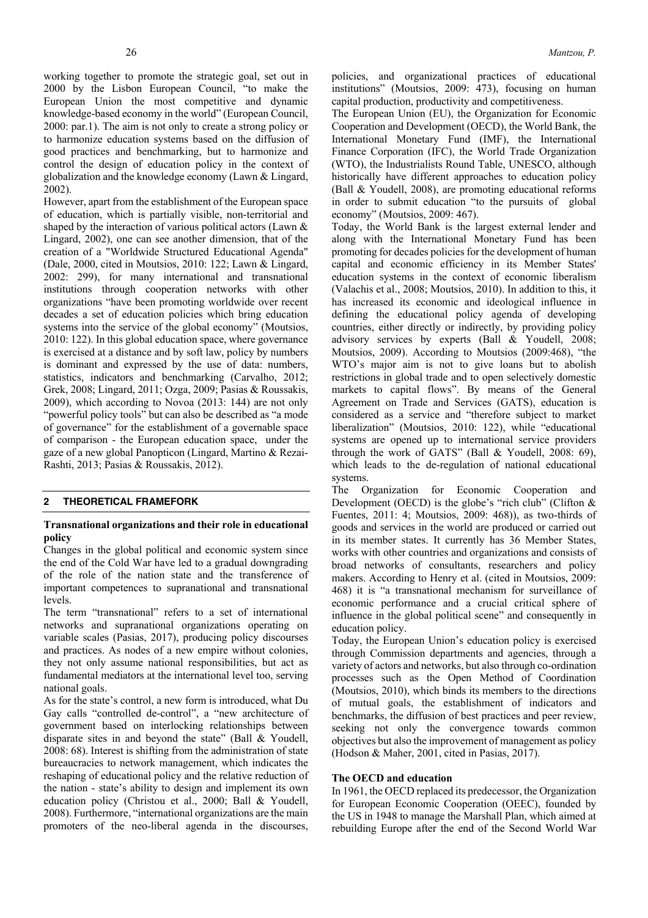working together to promote the strategic goal, set out in 2000 by the Lisbon European Council, "to make the European Union the most competitive and dynamic knowledge-based economy in the world" (European Council, 2000: par.1). The aim is not only to create a strong policy or to harmonize education systems based on the diffusion of good practices and benchmarking, but to harmonize and control the design of education policy in the context of globalization and the knowledge economy (Lawn & Lingard, 2002).

However, apart from the establishment of the European space of education, which is partially visible, non-territorial and shaped by the interaction of various political actors (Lawn & Lingard, 2002), one can see another dimension, that of the creation of a "Worldwide Structured Educational Agenda" (Dale, 2000, cited in Moutsios, 2010: 122; Lawn & Lingard, 2002: 299), for many international and transnational institutions through cooperation networks with other organizations "have been promoting worldwide over recent decades a set of education policies which bring education systems into the service of the global economy" (Moutsios, 2010: 122). In this global education space, where governance is exercised at a distance and by soft law, policy by numbers is dominant and expressed by the use of data: numbers, statistics, indicators and benchmarking (Carvalho, 2012; Grek, 2008; Lingard, 2011; Ozga, 2009; Pasias & Roussakis, 2009), which according to Novoa (2013: 144) are not only "powerful policy tools" but can also be described as "a mode of governance" for the establishment of a governable space of comparison - the European education space, under the gaze of a new global Panopticon (Lingard, Martino & Rezai-Rashti, 2013; Pasias & Roussakis, 2012).

## 2 THEORETICAL FRAMEFORK

### Transnational organizations and their role in educational policy

Changes in the global political and economic system since the end of the Cold War have led to a gradual downgrading of the role of the nation state and the transference of important competences to supranational and transnational levels.

The term "transnational" refers to a set of international networks and supranational organizations operating on variable scales (Pasias, 2017), producing policy discourses and practices. As nodes of a new empire without colonies, they not only assume national responsibilities, but act as fundamental mediators at the international level too, serving national goals.

As for the state's control, a new form is introduced, what Du Gay calls "controlled de-control", a "new architecture of government based on interlocking relationships between disparate sites in and beyond the state" (Ball & Youdell, 2008: 68). Interest is shifting from the administration of state bureaucracies to network management, which indicates the reshaping of educational policy and the relative reduction of the nation - state's ability to design and implement its own education policy (Christou et al., 2000; Ball & Youdell, 2008). Furthermore, "international organizations are the main promoters of the neo-liberal agenda in the discourses, policies, and organizational practices of educational institutions" (Moutsios, 2009: 473), focusing on human capital production, productivity and competitiveness.

The European Union (EU), the Organization for Economic Cooperation and Development (OECD), the World Bank, the International Monetary Fund (IMF), the International Finance Corporation (IFC), the World Trade Organization (WTO), the Industrialists Round Table, UNESCO, although historically have different approaches to education policy (Ball & Youdell, 2008), are promoting educational reforms in order to submit education "to the pursuits of global economy" (Moutsios, 2009: 467).

Today, the World Bank is the largest external lender and along with the International Monetary Fund has been promoting for decades policies for the development of human capital and economic efficiency in its Member States' education systems in the context of economic liberalism (Valachis et al., 2008; Moutsios, 2010). In addition to this, it has increased its economic and ideological influence in defining the educational policy agenda of developing countries, either directly or indirectly, by providing policy advisory services by experts (Ball & Youdell, 2008; Moutsios, 2009). According to Moutsios (2009:468), "the WTO's major aim is not to give loans but to abolish restrictions in global trade and to open selectively domestic markets to capital flows". By means of the General Agreement on Trade and Services (GATS), education is considered as a service and "therefore subject to market liberalization" (Moutsios, 2010: 122), while "educational systems are opened up to international service providers through the work of GATS" (Ball & Youdell, 2008: 69), which leads to the de-regulation of national educational systems.

The Organization for Economic Cooperation and Development (OECD) is the globe's "rich club" (Clifton & Fuentes, 2011: 4; Moutsios, 2009: 468)), as two-thirds of goods and services in the world are produced or carried out in its member states. It currently has 36 Member States, works with other countries and organizations and consists of broad networks of consultants, researchers and policy makers. According to Henry et al. (cited in Moutsios, 2009: 468) it is "a transnational mechanism for surveillance of economic performance and a crucial critical sphere of influence in the global political scene" and consequently in education policy.

Today, the European Union's education policy is exercised through Commission departments and agencies, through a variety of actors and networks, but also through co-ordination processes such as the Open Method of Coordination (Moutsios, 2010), which binds its members to the directions of mutual goals, the establishment of indicators and benchmarks, the diffusion of best practices and peer review, seeking not only the convergence towards common objectives but also the improvement of management as policy (Hodson & Maher, 2001, cited in Pasias, 2017).

### The OECD and education

In 1961, the OECD replaced its predecessor, the Organization for European Economic Cooperation (OEEC), founded by the US in 1948 to manage the Marshall Plan, which aimed at rebuilding Europe after the end of the Second World War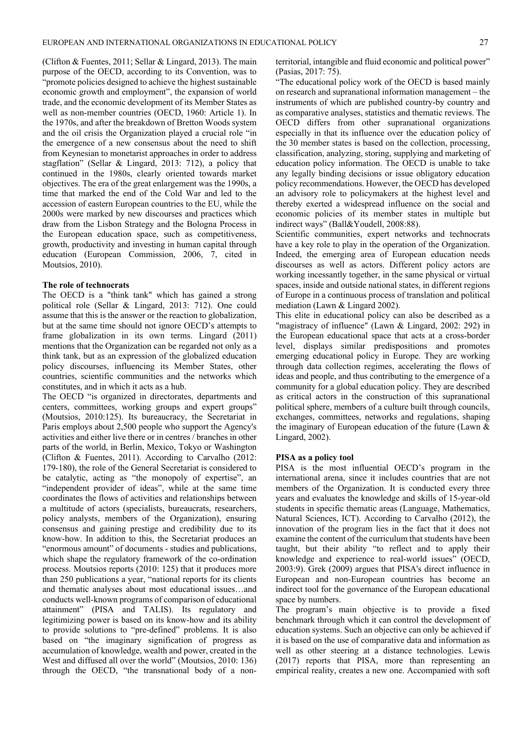(Clifton & Fuentes, 2011; Sellar & Lingard, 2013). The main purpose of the OECD, according to its Convention, was to "promote policies designed to achieve the highest sustainable economic growth and employment", the expansion of world trade, and the economic development of its Member States as well as non-member countries (OECD, 1960: Article 1). In the 1970s, and after the breakdown of Bretton Woods system and the oil crisis the Organization played a crucial role "in the emergence of a new consensus about the need to shift from Keynesian to monetarist approaches in order to address stagflation" (Sellar & Lingard, 2013: 712), a policy that continued in the 1980s, clearly oriented towards market objectives. The era of the great enlargement was the 1990s, a time that marked the end of the Cold War and led to the accession of eastern European countries to the EU, while the 2000s were marked by new discourses and practices which draw from the Lisbon Strategy and the Bologna Process in the European education space, such as competitiveness, growth, productivity and investing in human capital through education (European Commission, 2006, 7, cited in Moutsios, 2010).

**The role of technocrats**

The OECD is a "think tank" which has gained a strong political role (Sellar & Lingard, 2013: 712). One could assume that this is the answer or the reaction to globalization, but at the same time should not ignore OECD's attempts to frame globalization in its own terms. Lingard (2011) mentions that the Organization can be regarded not only as a think tank, but as an expression of the globalized education policy discourses, influencing its Member States, other countries, scientific communities and the networks which constitutes, and in which it acts as a hub.

The OECD "is organized in directorates, departments and centers, committees, working groups and expert groups" (Moutsios, 2010:125). Its bureaucracy, the Secretariat in Paris employs about 2,500 people who support the Agency's activities and either live there or in centres / branches in other parts of the world, in Berlin, Mexico, Tokyo or Washington (Clifton & Fuentes, 2011). According to Carvalho (2012: 179-180), the role of the General Secretariat is considered to be catalytic, acting as "the monopoly of expertise", an "independent provider of ideas", while at the same time coordinates the flows of activities and relationships between a multitude of actors (specialists, bureaucrats, researchers, policy analysts, members of the Organization), ensuring consensus and gaining prestige and credibility due to its know-how. In addition to this, the Secretariat produces an "enormous amount" of documents - studies and publications, which shape the regulatory framework of the co-ordination process. Moutsios reports (2010: 125) that it produces more than 250 publications a year, "national reports for its clients and thematic analyses about most educational issues…and conducts well-known programs of comparison of educational attainment" (PISA and TALIS). Its regulatory and legitimizing power is based on its know-how and its ability to provide solutions to "pre-defined" problems. It is also based on "the imaginary signification of progress as accumulation of knowledge, wealth and power, created in the West and diffused all over the world" (Moutsios, 2010: 136) through the OECD, "the transnational body of a non-territorial, intangible and fluid economic and political power" (Pasias, 2017: 75).

"The educational policy work of the OECD is based mainly on research and supranational information management – the instruments of which are published country-by country and as comparative analyses, statistics and thematic reviews. The OECD differs from other supranational organizations especially in that its influence over the education policy of the 30 member states is based on the collection, processing, classification, analyzing, storing, supplying and marketing of education policy information. The OECD is unable to take any legally binding decisions or issue obligatory education policy recommendations. However, the OECD has developed an advisory role to policymakers at the highest level and thereby exerted a widespread influence on the social and economic policies of its member states in multiple but indirect ways" (Ball&Youdell, 2008:88).

Scientific communities, expert networks and technocrats have a key role to play in the operation of the Organization. Indeed, the emerging area of European education needs discourses as well as actors. Different policy actors are working incessantly together, in the same physical or virtual spaces, inside and outside national states, in different regions of Europe in a continuous process of translation and political mediation (Lawn & Lingard 2002).

This elite in educational policy can also be described as a "magistracy of influence" (Lawn & Lingard, 2002: 292) in the European educational space that acts at a cross-border level, displays similar predispositions and promotes emerging educational policy in Europe. They are working through data collection regimes, accelerating the flows of ideas and people, and thus contributing to the emergence of a community for a global education policy. They are described as critical actors in the construction of this supranational political sphere, members of a culture built through councils, exchanges, committees, networks and regulations, shaping the imaginary of European education of the future (Lawn & Lingard, 2002).

**PISA as a policy tool**

PISA is the most influential OECD's program in the international arena, since it includes countries that are not members of the Organization. It is conducted every three years and evaluates the knowledge and skills of 15-year-old students in specific thematic areas (Language, Mathematics, Natural Sciences, ICT). According to Carvalho (2012), the innovation of the program lies in the fact that it does not examine the content of the curriculum that students have been taught, but their ability "to reflect and to apply their knowledge and experience to real-world issues" (OECD, 2003:9). Grek (2009) argues that PISA's direct influence in European and non-European countries has become an indirect tool for the governance of the European educational space by numbers.

The program's main objective is to provide a fixed benchmark through which it can control the development of education systems. Such an objective can only be achieved if it is based on the use of comparative data and information as well as other steering at a distance technologies. Lewis (2017) reports that PISA, more than representing an empirical reality, creates a new one. Accompanied with soft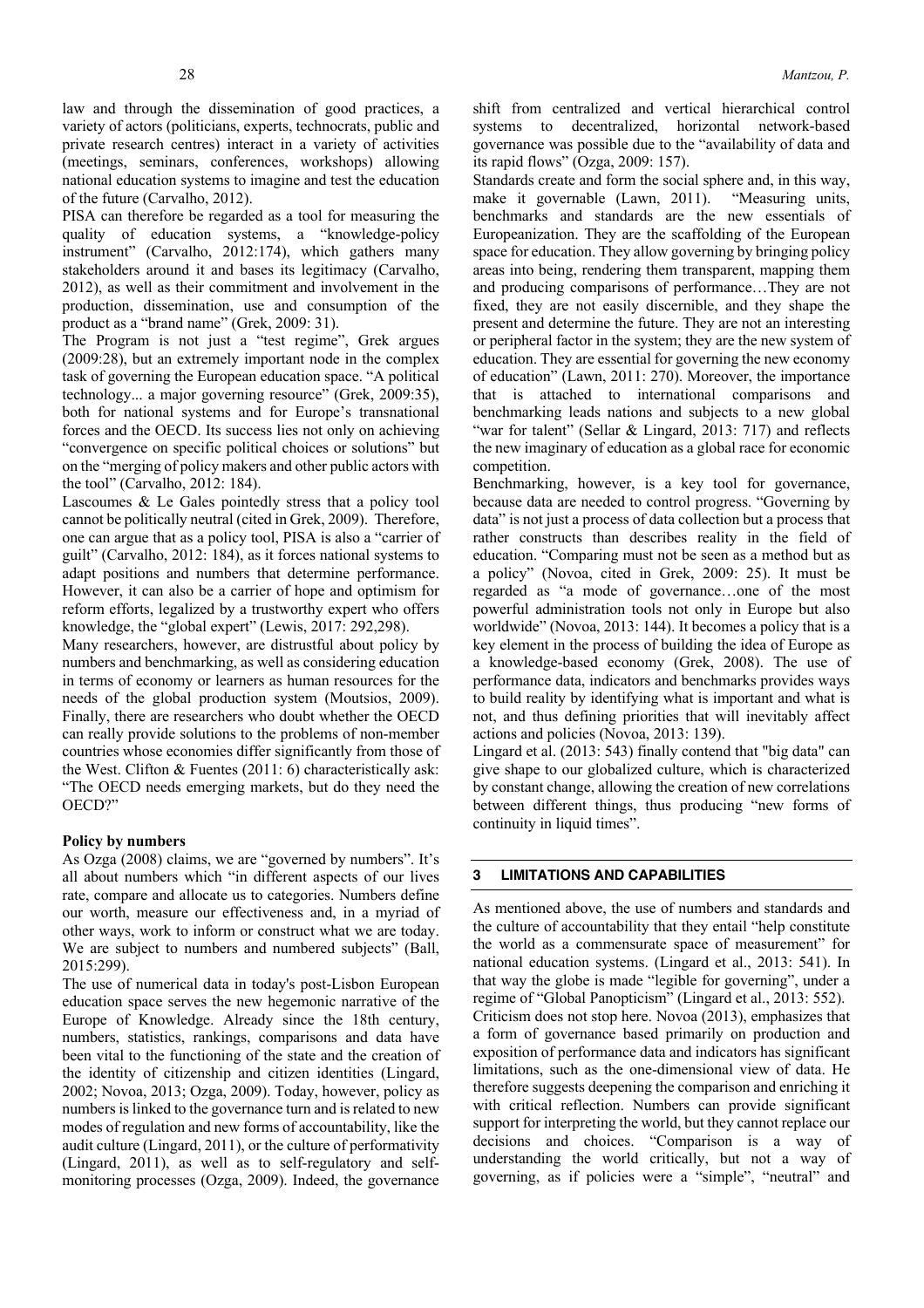law and through the dissemination of good practices, a variety of actors (politicians, experts, technocrats, public and private research centres) interact in a variety of activities (meetings, seminars, conferences, workshops) allowing national education systems to imagine and test the education of the future (Carvalho, 2012).

PISA can therefore be regarded as a tool for measuring the quality of education systems, a "knowledge-policy instrument" (Carvalho, 2012:174), which gathers many stakeholders around it and bases its legitimacy (Carvalho, 2012), as well as their commitment and involvement in the production, dissemination, use and consumption of the product as a "brand name" (Grek, 2009: 31).

The Program is not just a "test regime", Grek argues (2009:28), but an extremely important node in the complex task of governing the European education space. "A political technology... a major governing resource" (Grek, 2009:35), both for national systems and for Europe's transnational forces and the OECD. Its success lies not only on achieving "convergence on specific political choices or solutions" but on the "merging of policy makers and other public actors with the tool" (Carvalho, 2012: 184).

Lascoumes & Le Gales pointedly stress that a policy tool cannot be politically neutral (cited in Grek, 2009). Therefore, one can argue that as a policy tool, PISA is also a "carrier of guilt" (Carvalho, 2012: 184), as it forces national systems to adapt positions and numbers that determine performance. However, it can also be a carrier of hope and optimism for reform efforts, legalized by a trustworthy expert who offers knowledge, the "global expert" (Lewis, 2017: 292,298).

Many researchers, however, are distrustful about policy by numbers and benchmarking, as well as considering education in terms of economy or learners as human resources for the needs of the global production system (Moutsios, 2009). Finally, there are researchers who doubt whether the OECD can really provide solutions to the problems of non-member countries whose economies differ significantly from those of the West. Clifton & Fuentes (2011: 6) characteristically ask: "The OECD needs emerging markets, but do they need the OECD?"

**Policy by numbers**

As Ozga (2008) claims, we are "governed by numbers". It's all about numbers which "in different aspects of our lives rate, compare and allocate us to categories. Numbers define our worth, measure our effectiveness and, in a myriad of other ways, work to inform or construct what we are today. We are subject to numbers and numbered subjects" (Ball, 2015:299).

The use of numerical data in today's post-Lisbon European education space serves the new hegemonic narrative of the Europe of Knowledge. Already since the 18th century, numbers, statistics, rankings, comparisons and data have been vital to the functioning of the state and the creation of the identity of citizenship and citizen identities (Lingard, 2002; Novoa, 2013; Ozga, 2009). Today, however, policy as numbers is linked to the governance turn and is related to new modes of regulation and new forms of accountability, like the audit culture (Lingard, 2011), or the culture of performativity (Lingard, 2011), as well as to self-regulatory and self-monitoring processes (Ozga, 2009). Indeed, the governance shift from centralized and vertical hierarchical control systems to decentralized, horizontal network-based governance was possible due to the "availability of data and its rapid flows" (Ozga, 2009: 157).

Standards create and form the social sphere and, in this way, make it governable (Lawn, 2011). "Measuring units, benchmarks and standards are the new essentials of Europeanization. They are the scaffolding of the European space for education. They allow governing by bringing policy areas into being, rendering them transparent, mapping them and producing comparisons of performance…They are not fixed, they are not easily discernible, and they shape the present and determine the future. They are not an interesting or peripheral factor in the system; they are the new system of education. They are essential for governing the new economy of education" (Lawn, 2011: 270). Moreover, the importance that is attached to international comparisons and benchmarking leads nations and subjects to a new global "war for talent" (Sellar & Lingard, 2013: 717) and reflects the new imaginary of education as a global race for economic competition.

Benchmarking, however, is a key tool for governance, because data are needed to control progress. "Governing by data" is not just a process of data collection but a process that rather constructs than describes reality in the field of education. "Comparing must not be seen as a method but as a policy" (Novoa, cited in Grek, 2009: 25). It must be regarded as "a mode of governance…one of the most powerful administration tools not only in Europe but also worldwide" (Novoa, 2013: 144). It becomes a policy that is a key element in the process of building the idea of Europe as a knowledge-based economy (Grek, 2008). The use of performance data, indicators and benchmarks provides ways to build reality by identifying what is important and what is not, and thus defining priorities that will inevitably affect actions and policies (Novoa, 2013: 139).

Lingard et al. (2013: 543) finally contend that "big data" can give shape to our globalized culture, which is characterized by constant change, allowing the creation of new correlations between different things, thus producing "new forms of continuity in liquid times".

## 3 LIMITATIONS AND CAPABILITIES

As mentioned above, the use of numbers and standards and the culture of accountability that they entail "help constitute the world as a commensurate space of measurement" for national education systems. (Lingard et al., 2013: 541). In that way the globe is made "legible for governing", under a regime of "Global Panopticism" (Lingard et al., 2013: 552).

Criticism does not stop here. Novoa (2013), emphasizes that a form of governance based primarily on production and exposition of performance data and indicators has significant limitations, such as the one-dimensional view of data. He therefore suggests deepening the comparison and enriching it with critical reflection. Numbers can provide significant support for interpreting the world, but they cannot replace our decisions and choices. "Comparison is a way of understanding the world critically, but not a way of governing, as if policies were a "simple", "neutral" and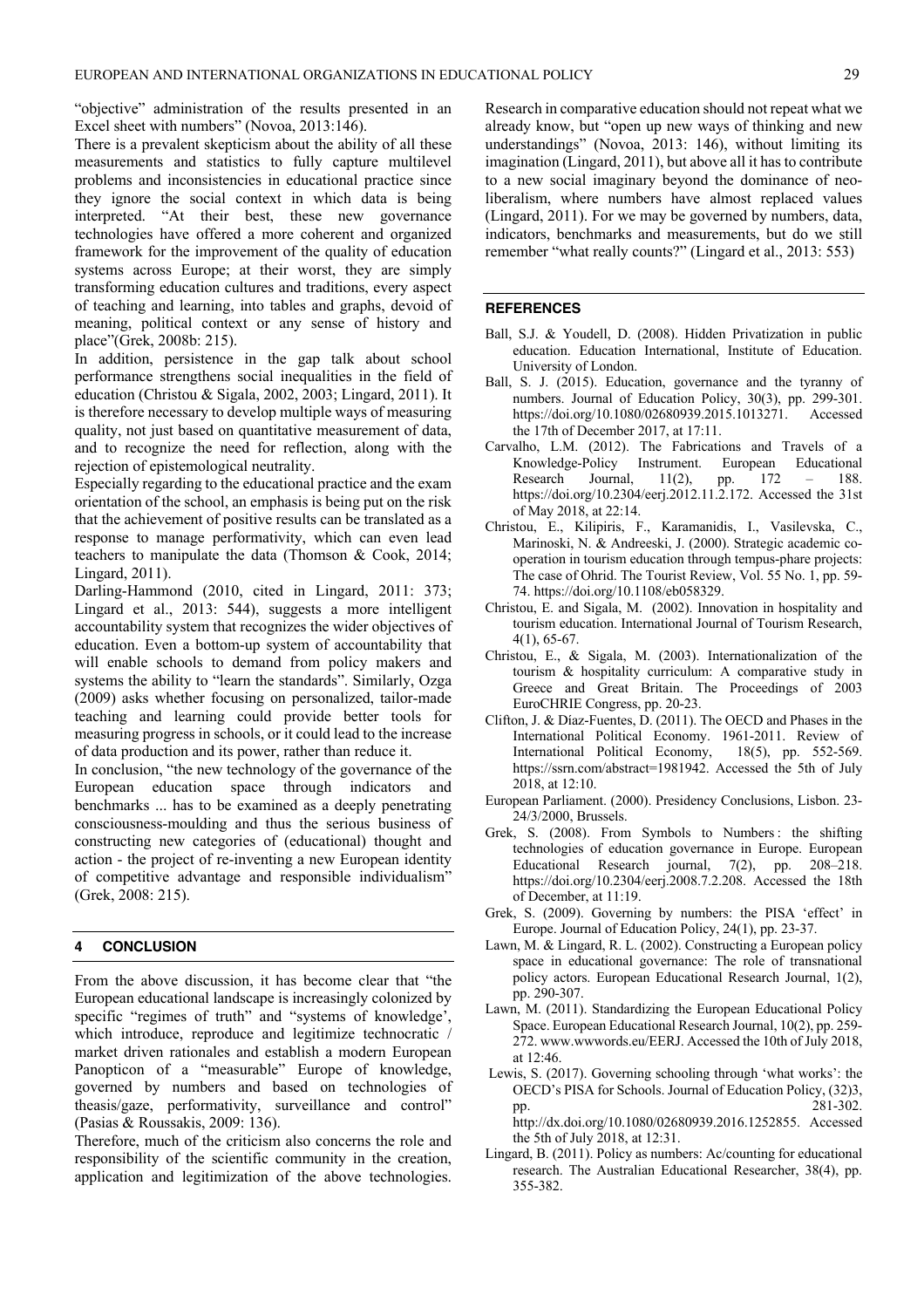"objective" administration of the results presented in an Excel sheet with numbers" (Novoa, 2013:146).

There is a prevalent skepticism about the ability of all these measurements and statistics to fully capture multilevel problems and inconsistencies in educational practice since they ignore the social context in which data is being interpreted. "At their best, these new governance technologies have offered a more coherent and organized framework for the improvement of the quality of education systems across Europe; at their worst, they are simply transforming education cultures and traditions, every aspect of teaching and learning, into tables and graphs, devoid of meaning, political context or any sense of history and place"(Grek, 2008b: 215).

In addition, persistence in the gap talk about school performance strengthens social inequalities in the field of education (Christou & Sigala, 2002, 2003; Lingard, 2011). It is therefore necessary to develop multiple ways of measuring quality, not just based on quantitative measurement of data, and to recognize the need for reflection, along with the rejection of epistemological neutrality.

Especially regarding to the educational practice and the exam orientation of the school, an emphasis is being put on the risk that the achievement of positive results can be translated as a response to manage performativity, which can even lead teachers to manipulate the data (Thomson & Cook, 2014; Lingard, 2011).

Darling-Hammond (2010, cited in Lingard, 2011: 373; Lingard et al., 2013: 544), suggests a more intelligent accountability system that recognizes the wider objectives of education. Even a bottom-up system of accountability that will enable schools to demand from policy makers and systems the ability to "learn the standards". Similarly, Ozga (2009) asks whether focusing on personalized, tailor-made teaching and learning could provide better tools for measuring progress in schools, or it could lead to the increase of data production and its power, rather than reduce it.

In conclusion, "the new technology of the governance of the European education space through indicators and benchmarks ... has to be examined as a deeply penetrating consciousness-moulding and thus the serious business of constructing new categories of (educational) thought and action - the project of re-inventing a new European identity of competitive advantage and responsible individualism" (Grek, 2008: 215).

## 4 CONCLUSION

From the above discussion, it has become clear that "the European educational landscape is increasingly colonized by specific "regimes of truth" and "systems of knowledge', which introduce, reproduce and legitimize technocratic / market driven rationales and establish a modern European Panopticon of a "measurable" Europe of knowledge, governed by numbers and based on technologies of theasis/gaze, performativity, surveillance and control" (Pasias & Roussakis, 2009: 136).

Therefore, much of the criticism also concerns the role and responsibility of the scientific community in the creation, application and legitimization of the above technologies. Research in comparative education should not repeat what we already know, but "open up new ways of thinking and new understandings" (Novoa, 2013: 146), without limiting its imagination (Lingard, 2011), but above all it has to contribute to a new social imaginary beyond the dominance of neo-liberalism, where numbers have almost replaced values (Lingard, 2011). For we may be governed by numbers, data, indicators, benchmarks and measurements, but do we still remember "what really counts?" (Lingard et al., 2013: 553)

## REFERENCES

Ball, S.J. & Youdell, D. (2008). Hidden Privatization in public education. Education International, Institute of Education. University of London.

Ball, S. J. (2015). Education, governance and the tyranny of numbers. Journal of Education Policy, 30(3), pp. 299-301. https://doi.org/10.1080/02680939.2015.1013271. Accessed the 17th of December 2017, at 17:11.

Carvalho, L.M. (2012). The Fabrications and Travels of a Knowledge-Policy Instrument. European Educational Research Journal, 11(2), pp. 172 – 188. https://doi.org/10.2304/eerj.2012.11.2.172. Accessed the 31st of May 2018, at 22:14.

Christou, E., Kilipiris, F., Karamanidis, I., Vasilevska, C., Marinoski, N. & Andreeski, J. (2000). Strategic academic co-operation in tourism education through tempus-phare projects: The case of Ohrid. The Tourist Review, Vol. 55 No. 1, pp. 59-74. https://doi.org/10.1108/eb058329.

Christou, E. and Sigala, M. (2002). Innovation in hospitality and tourism education. International Journal of Tourism Research, 4(1), 65-67.

Christou, E., & Sigala, M. (2003). Internationalization of the tourism & hospitality curriculum: A comparative study in Greece and Great Britain. The Proceedings of 2003 EuroCHRIE Congress, pp. 20-23.

Clifton, J. & Díaz-Fuentes, D. (2011). The OECD and Phases in the International Political Economy. 1961-2011. Review of International Political Economy, 18(5), pp. 552-569. https://ssrn.com/abstract=1981942. Accessed the 5th of July 2018, at 12:10.

European Parliament. (2000). Presidency Conclusions, Lisbon. 23-24/3/2000, Brussels.

Grek, S. (2008). From Symbols to Numbers : the shifting technologies of education governance in Europe. European Educational Research journal, 7(2), pp. 208–218. https://doi.org/10.2304/eerj.2008.7.2.208. Accessed the 18th of December, at 11:19.

Grek, S. (2009). Governing by numbers: the PISA 'effect' in Europe. Journal of Education Policy, 24(1), pp. 23-37.

Lawn, M. & Lingard, R. L. (2002). Constructing a European policy space in educational governance: The role of transnational policy actors. European Educational Research Journal, 1(2), pp. 290-307.

Lawn, M. (2011). Standardizing the European Educational Policy Space. European Educational Research Journal, 10(2), pp. 259-272. www.wwwords.eu/EERJ. Accessed the 10th of July 2018, at 12:46.

Lewis, S. (2017). Governing schooling through 'what works': the OECD's PISA for Schools. Journal of Education Policy, (32)3, pp. 281-302. http://dx.doi.org/10.1080/02680939.2016.1252855. Accessed the 5th of July 2018, at 12:31.

Lingard, B. (2011). Policy as numbers: Ac/counting for educational research. The Australian Educational Researcher, 38(4), pp. 355-382.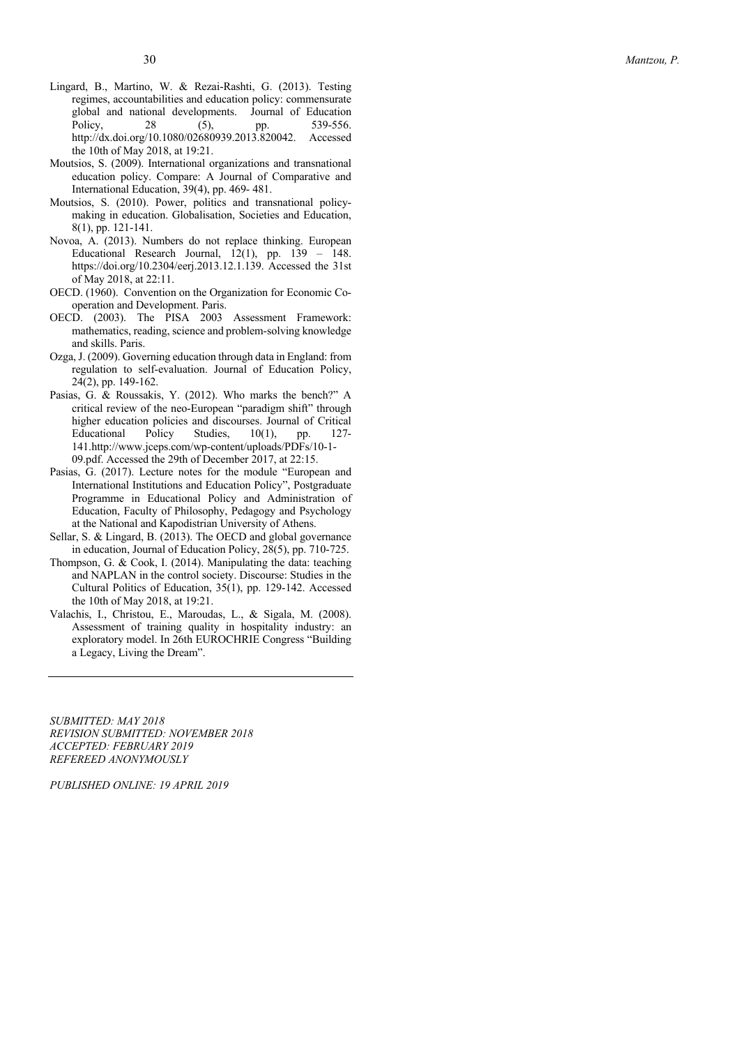Lingard, B., Martino, W. & Rezai-Rashti, G. (2013). Testing regimes, accountabilities and education policy: commensurate global and national developments. Journal of Education Policy, 28 (5), pp. 539-556. http://dx.doi.org/10.1080/02680939.2013.820042. Accessed the 10th of May 2018, at 19:21.

Moutsios, S. (2009). International organizations and transnational education policy. Compare: A Journal of Comparative and International Education, 39(4), pp. 469- 481.

Moutsios, S. (2010). Power, politics and transnational policy-making in education. Globalisation, Societies and Education, 8(1), pp. 121-141.

Novoa, A. (2013). Numbers do not replace thinking. European Educational Research Journal, 12(1), pp. 139 – 148. https://doi.org/10.2304/eerj.2013.12.1.139. Accessed the 31st of May 2018, at 22:11.

OECD. (1960). Convention on the Organization for Economic Co-operation and Development. Paris.

OECD. (2003). The PISA 2003 Assessment Framework: mathematics, reading, science and problem-solving knowledge and skills. Paris.

Ozga, J. (2009). Governing education through data in England: from regulation to self-evaluation. Journal of Education Policy, 24(2), pp. 149-162.

Pasias, G. & Roussakis, Y. (2012). Who marks the bench?" A critical review of the neo-European "paradigm shift" through higher education policies and discourses. Journal of Critical Educational Policy Studies, 10(1), pp. 127-141.http://www.jceps.com/wp-content/uploads/PDFs/10-1-09.pdf. Accessed the 29th of December 2017, at 22:15.

Pasias, G. (2017). Lecture notes for the module "European and International Institutions and Education Policy", Postgraduate Programme in Educational Policy and Administration of Education, Faculty of Philosophy, Pedagogy and Psychology at the National and Kapodistrian University of Athens.

Sellar, S. & Lingard, B. (2013). The OECD and global governance in education, Journal of Education Policy, 28(5), pp. 710-725.

Thompson, G. & Cook, I. (2014). Manipulating the data: teaching and NAPLAN in the control society. Discourse: Studies in the Cultural Politics of Education, 35(1), pp. 129-142. Accessed the 10th of May 2018, at 19:21.

Valachis, I., Christou, E., Maroudas, L., & Sigala, M. (2008). Assessment of training quality in hospitality industry: an exploratory model. In 26th EUROCHRIE Congress "Building a Legacy, Living the Dream".

---

*SUBMITTED: MAY 2018*
*REVISION SUBMITTED: NOVEMBER 2018*
*ACCEPTED: FEBRUARY 2019*
*REFEREED ANONYMOUSLY*

*PUBLISHED ONLINE: 19 APRIL 2019*